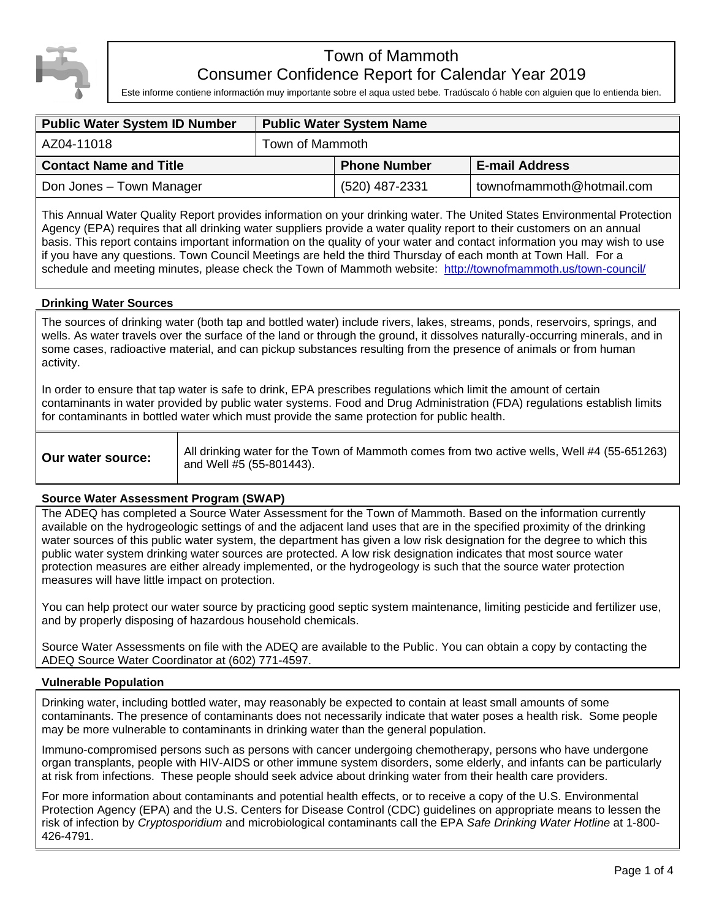# Town of Mammoth
## Consumer Confidence Report for Calendar Year 2019

Este informe contiene informactión muy importante sobre el aqua usted bebe. Tradúscalo ó hable con alguien que lo entienda bien.

| Public Water System ID Number | Public Water System Name | |
|---|---|---|
| AZ04-11018 | Town of Mammoth | |
| **Contact Name and Title** | **Phone Number** | **E-mail Address** |
| Don Jones – Town Manager | (520) 487-2331 | townofmammoth@hotmail.com |

This Annual Water Quality Report provides information on your drinking water. The United States Environmental Protection Agency (EPA) requires that all drinking water suppliers provide a water quality report to their customers on an annual basis. This report contains important information on the quality of your water and contact information you may wish to use if you have any questions. Town Council Meetings are held the third Thursday of each month at Town Hall. For a schedule and meeting minutes, please check the Town of Mammoth website: http://townofmammoth.us/town-council/

### Drinking Water Sources

The sources of drinking water (both tap and bottled water) include rivers, lakes, streams, ponds, reservoirs, springs, and wells. As water travels over the surface of the land or through the ground, it dissolves naturally-occurring minerals, and in some cases, radioactive material, and can pickup substances resulting from the presence of animals or from human activity.

In order to ensure that tap water is safe to drink, EPA prescribes regulations which limit the amount of certain contaminants in water provided by public water systems. Food and Drug Administration (FDA) regulations establish limits for contaminants in bottled water which must provide the same protection for public health.

| **Our water source:** | All drinking water for the Town of Mammoth comes from two active wells, Well #4 (55-651263) and Well #5 (55-801443). |
|---|---|

### Source Water Assessment Program (SWAP)

The ADEQ has completed a Source Water Assessment for the Town of Mammoth. Based on the information currently available on the hydrogeologic settings of and the adjacent land uses that are in the specified proximity of the drinking water sources of this public water system, the department has given a low risk designation for the degree to which this public water system drinking water sources are protected. A low risk designation indicates that most source water protection measures are either already implemented, or the hydrogeology is such that the source water protection measures will have little impact on protection.

You can help protect our water source by practicing good septic system maintenance, limiting pesticide and fertilizer use, and by properly disposing of hazardous household chemicals.

Source Water Assessments on file with the ADEQ are available to the Public. You can obtain a copy by contacting the ADEQ Source Water Coordinator at (602) 771-4597.

### Vulnerable Population

Drinking water, including bottled water, may reasonably be expected to contain at least small amounts of some contaminants. The presence of contaminants does not necessarily indicate that water poses a health risk. Some people may be more vulnerable to contaminants in drinking water than the general population.

Immuno-compromised persons such as persons with cancer undergoing chemotherapy, persons who have undergone organ transplants, people with HIV-AIDS or other immune system disorders, some elderly, and infants can be particularly at risk from infections. These people should seek advice about drinking water from their health care providers.

For more information about contaminants and potential health effects, or to receive a copy of the U.S. Environmental Protection Agency (EPA) and the U.S. Centers for Disease Control (CDC) guidelines on appropriate means to lessen the risk of infection by *Cryptosporidium* and microbiological contaminants call the EPA *Safe Drinking Water Hotline* at 1-800-426-4791.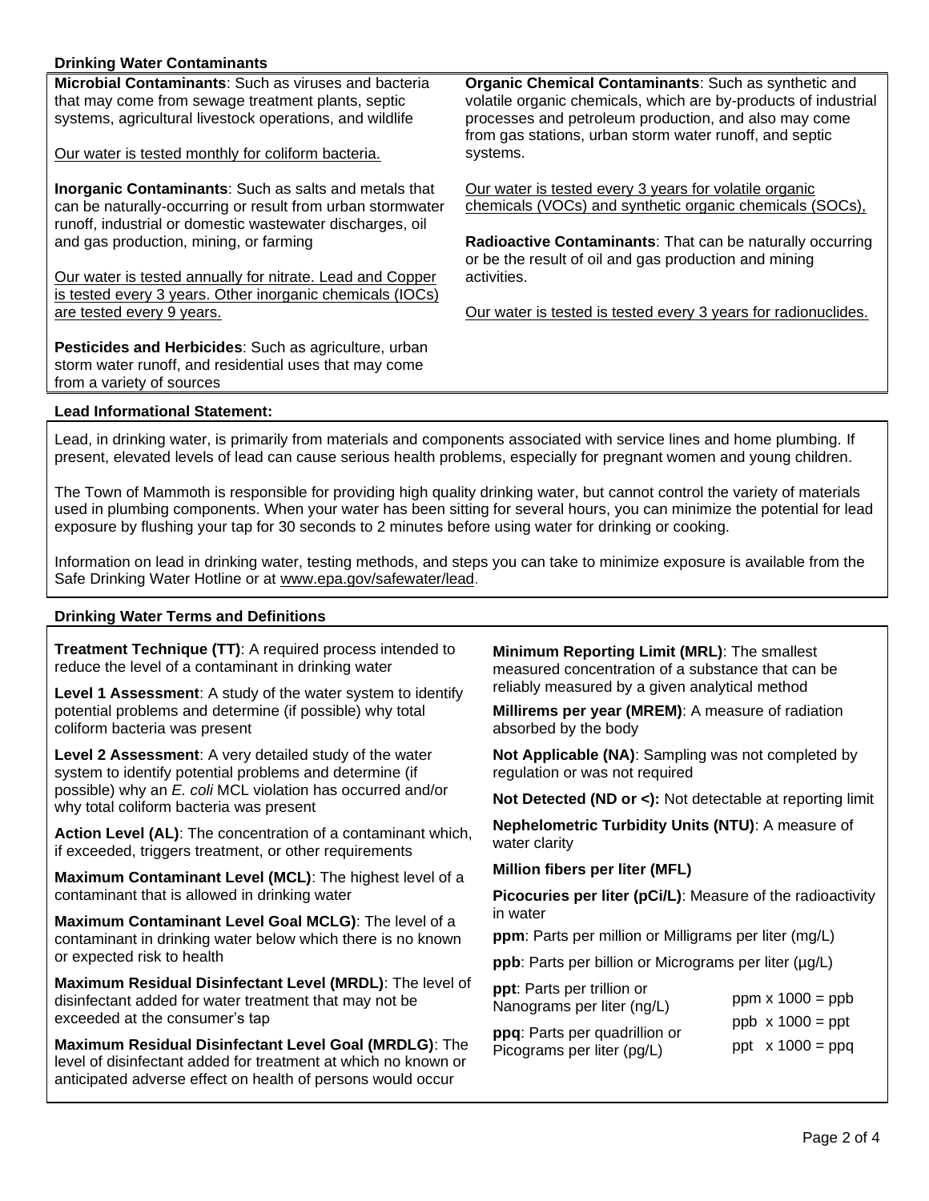## Drinking Water Contaminants

**Microbial Contaminants**: Such as viruses and bacteria that may come from sewage treatment plants, septic systems, agricultural livestock operations, and wildlife

Our water is tested monthly for coliform bacteria.

**Inorganic Contaminants**: Such as salts and metals that can be naturally-occurring or result from urban stormwater runoff, industrial or domestic wastewater discharges, oil and gas production, mining, or farming

Our water is tested annually for nitrate. Lead and Copper is tested every 3 years. Other inorganic chemicals (IOCs) are tested every 9 years.

**Pesticides and Herbicides**: Such as agriculture, urban storm water runoff, and residential uses that may come from a variety of sources

**Organic Chemical Contaminants**: Such as synthetic and volatile organic chemicals, which are by-products of industrial processes and petroleum production, and also may come from gas stations, urban storm water runoff, and septic systems.

Our water is tested every 3 years for volatile organic chemicals (VOCs) and synthetic organic chemicals (SOCs),

**Radioactive Contaminants**: That can be naturally occurring or be the result of oil and gas production and mining activities.

Our water is tested is tested every 3 years for radionuclides.

## Lead Informational Statement:

Lead, in drinking water, is primarily from materials and components associated with service lines and home plumbing. If present, elevated levels of lead can cause serious health problems, especially for pregnant women and young children.

The Town of Mammoth is responsible for providing high quality drinking water, but cannot control the variety of materials used in plumbing components. When your water has been sitting for several hours, you can minimize the potential for lead exposure by flushing your tap for 30 seconds to 2 minutes before using water for drinking or cooking.

Information on lead in drinking water, testing methods, and steps you can take to minimize exposure is available from the Safe Drinking Water Hotline or at www.epa.gov/safewater/lead.

## Drinking Water Terms and Definitions

**Treatment Technique (TT)**: A required process intended to reduce the level of a contaminant in drinking water

**Level 1 Assessment**: A study of the water system to identify potential problems and determine (if possible) why total coliform bacteria was present

**Level 2 Assessment**: A very detailed study of the water system to identify potential problems and determine (if possible) why an *E. coli* MCL violation has occurred and/or why total coliform bacteria was present

**Action Level (AL)**: The concentration of a contaminant which, if exceeded, triggers treatment, or other requirements

**Maximum Contaminant Level (MCL)**: The highest level of a contaminant that is allowed in drinking water

**Maximum Contaminant Level Goal MCLG)**: The level of a contaminant in drinking water below which there is no known or expected risk to health

**Maximum Residual Disinfectant Level (MRDL)**: The level of disinfectant added for water treatment that may not be exceeded at the consumer's tap

**Maximum Residual Disinfectant Level Goal (MRDLG)**: The level of disinfectant added for treatment at which no known or anticipated adverse effect on health of persons would occur

**Minimum Reporting Limit (MRL)**: The smallest measured concentration of a substance that can be reliably measured by a given analytical method

**Millirems per year (MREM)**: A measure of radiation absorbed by the body

**Not Applicable (NA)**: Sampling was not completed by regulation or was not required

**Not Detected (ND or <):** Not detectable at reporting limit

**Nephelometric Turbidity Units (NTU)**: A measure of water clarity

**Million fibers per liter (MFL)**

**Picocuries per liter (pCi/L)**: Measure of the radioactivity in water

**ppm**: Parts per million or Milligrams per liter (mg/L)

**ppb**: Parts per billion or Micrograms per liter (µg/L)

**ppt**: Parts per trillion or Nanograms per liter (ng/L)

**ppq**: Parts per quadrillion or Picograms per liter (pg/L)

ppm x 1000 = ppb

ppb x 1000 = ppt

ppt x 1000 = ppq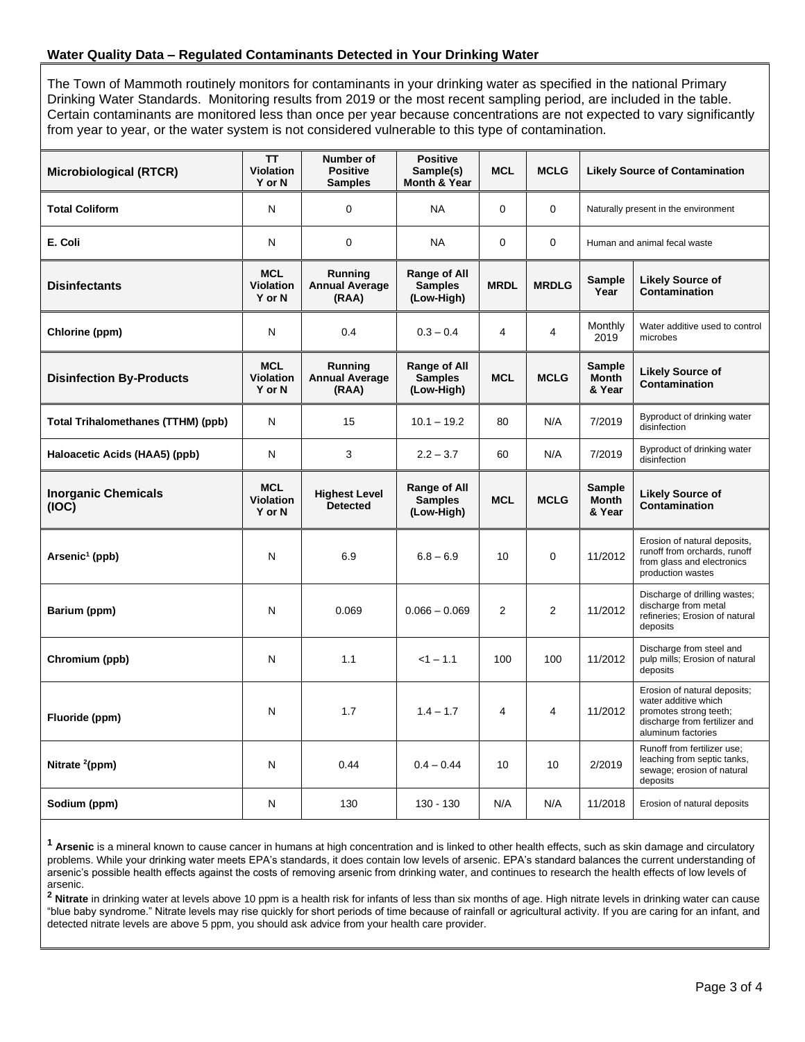### Water Quality Data – Regulated Contaminants Detected in Your Drinking Water

The Town of Mammoth routinely monitors for contaminants in your drinking water as specified in the national Primary Drinking Water Standards. Monitoring results from 2019 or the most recent sampling period, are included in the table. Certain contaminants are monitored less than once per year because concentrations are not expected to vary significantly from year to year, or the water system is not considered vulnerable to this type of contamination.

| Microbiological (RTCR) | TT Violation Y or N | Number of Positive Samples | Positive Sample(s) Month & Year | MCL | MCLG | Likely Source of Contamination | |
|---|---|---|---|---|---|---|---|
| Total Coliform | N | 0 | NA | 0 | 0 | Naturally present in the environment | |
| E. Coli | N | 0 | NA | 0 | 0 | Human and animal fecal waste | |
| **Disinfectants** | **MCL Violation Y or N** | **Running Annual Average (RAA)** | **Range of All Samples (Low-High)** | **MRDL** | **MRDLG** | **Sample Year** | **Likely Source of Contamination** |
| Chlorine (ppm) | N | 0.4 | 0.3 – 0.4 | 4 | 4 | Monthly 2019 | Water additive used to control microbes |
| **Disinfection By-Products** | **MCL Violation Y or N** | **Running Annual Average (RAA)** | **Range of All Samples (Low-High)** | **MCL** | **MCLG** | **Sample Month & Year** | **Likely Source of Contamination** |
| Total Trihalomethanes (TTHM) (ppb) | N | 15 | 10.1 – 19.2 | 80 | N/A | 7/2019 | Byproduct of drinking water disinfection |
| Haloacetic Acids (HAA5) (ppb) | N | 3 | 2.2 – 3.7 | 60 | N/A | 7/2019 | Byproduct of drinking water disinfection |
| **Inorganic Chemicals (IOC)** | **MCL Violation Y or N** | **Highest Level Detected** | **Range of All Samples (Low-High)** | **MCL** | **MCLG** | **Sample Month & Year** | **Likely Source of Contamination** |
| Arsenic[1] (ppb) | N | 6.9 | 6.8 – 6.9 | 10 | 0 | 11/2012 | Erosion of natural deposits, runoff from orchards, runoff from glass and electronics production wastes |
| Barium (ppm) | N | 0.069 | 0.066 – 0.069 | 2 | 2 | 11/2012 | Discharge of drilling wastes; discharge from metal refineries; Erosion of natural deposits |
| Chromium (ppb) | N | 1.1 | <1 – 1.1 | 100 | 100 | 11/2012 | Discharge from steel and pulp mills; Erosion of natural deposits |
| Fluoride (ppm) | N | 1.7 | 1.4 – 1.7 | 4 | 4 | 11/2012 | Erosion of natural deposits; water additive which promotes strong teeth; discharge from fertilizer and aluminum factories |
| Nitrate [2](ppm) | N | 0.44 | 0.4 – 0.44 | 10 | 10 | 2/2019 | Runoff from fertilizer use; leaching from septic tanks, sewage; erosion of natural deposits |
| Sodium (ppm) | N | 130 | 130 - 130 | N/A | N/A | 11/2018 | Erosion of natural deposits |

[1] **Arsenic** is a mineral known to cause cancer in humans at high concentration and is linked to other health effects, such as skin damage and circulatory problems. While your drinking water meets EPA's standards, it does contain low levels of arsenic. EPA's standard balances the current understanding of arsenic's possible health effects against the costs of removing arsenic from drinking water, and continues to research the health effects of low levels of arsenic.

[2] **Nitrate** in drinking water at levels above 10 ppm is a health risk for infants of less than six months of age. High nitrate levels in drinking water can cause "blue baby syndrome." Nitrate levels may rise quickly for short periods of time because of rainfall or agricultural activity. If you are caring for an infant, and detected nitrate levels are above 5 ppm, you should ask advice from your health care provider.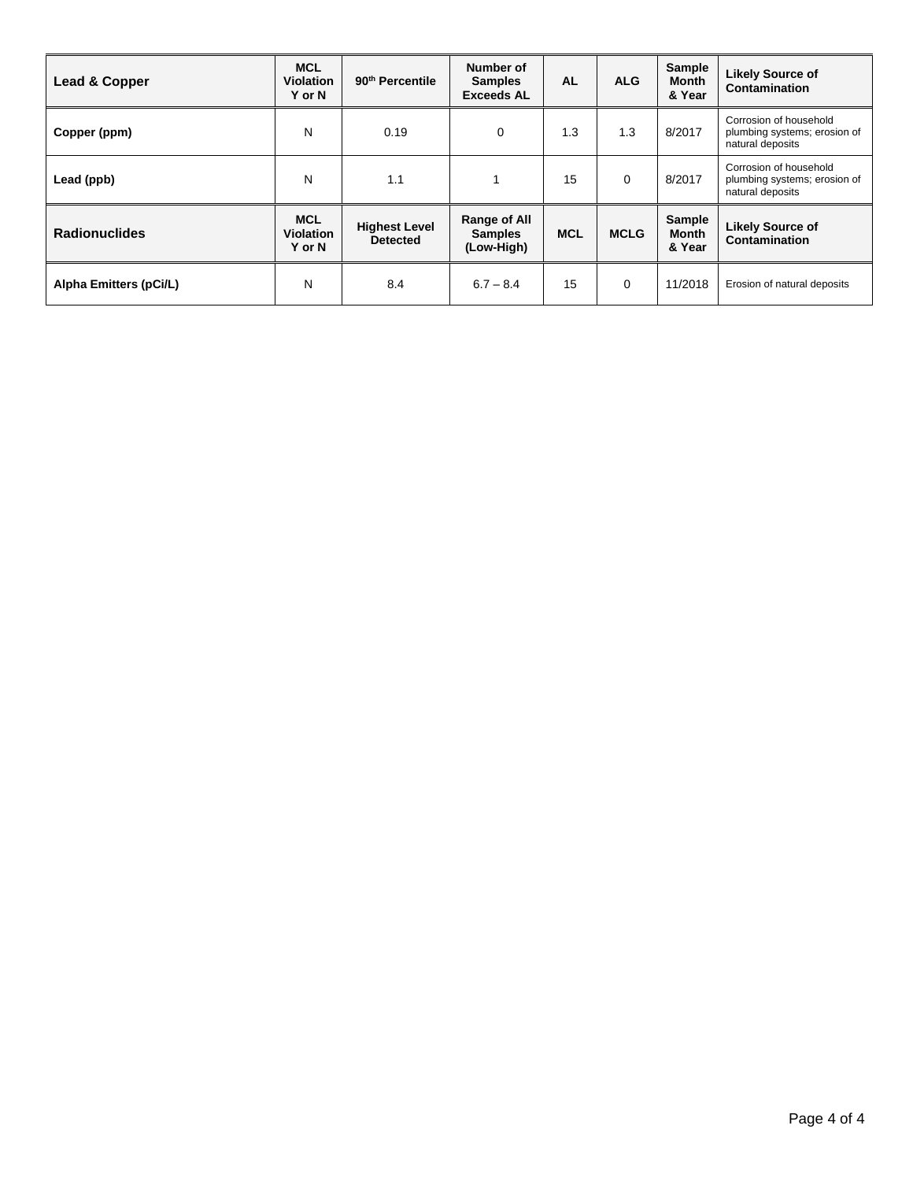| Lead & Copper | MCL Violation Y or N | 90th Percentile | Number of Samples Exceeds AL | AL | ALG | Sample Month & Year | Likely Source of Contamination |
|---|---|---|---|---|---|---|---|
| Copper (ppm) | N | 0.19 | 0 | 1.3 | 1.3 | 8/2017 | Corrosion of household plumbing systems; erosion of natural deposits |
| Lead (ppb) | N | 1.1 | 1 | 15 | 0 | 8/2017 | Corrosion of household plumbing systems; erosion of natural deposits |
| **Radionuclides** | **MCL Violation Y or N** | **Highest Level Detected** | **Range of All Samples (Low-High)** | **MCL** | **MCLG** | **Sample Month & Year** | **Likely Source of Contamination** |
| Alpha Emitters (pCi/L) | N | 8.4 | 6.7 – 8.4 | 15 | 0 | 11/2018 | Erosion of natural deposits |